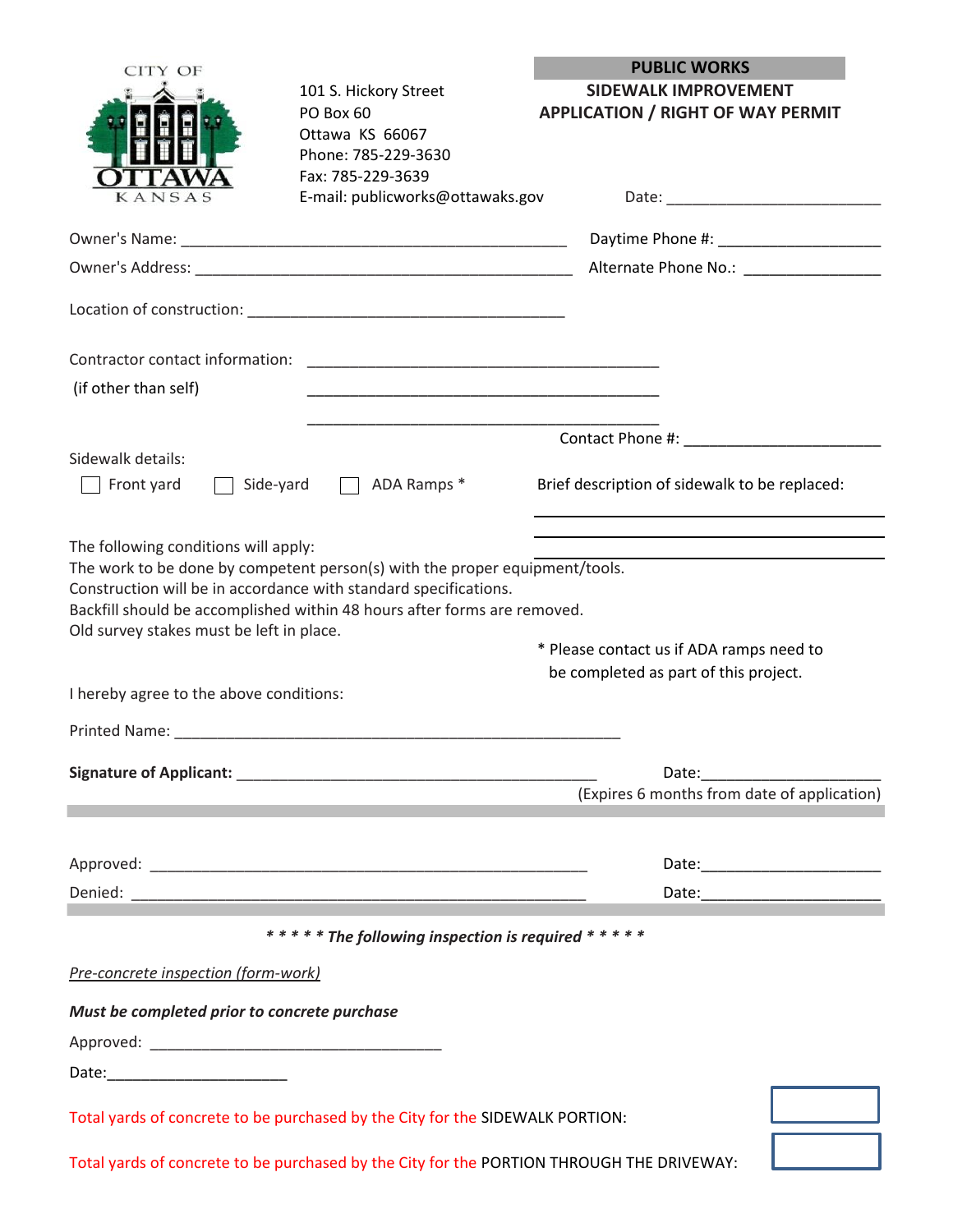CITY OF OTTAWA KANSAS

101 S. Hickory Street
PO Box 60
Ottawa KS 66067
Phone: 785-229-3630
Fax: 785-229-3639
E-mail: publicworks@ottawaks.gov

**PUBLIC WORKS**

**SIDEWALK IMPROVEMENT**

**APPLICATION / RIGHT OF WAY PERMIT**

Date: ___________________________

Owner's Name: _________________________________________________ Daytime Phone #: ____________________

Owner's Address: _______________________________________________ Alternate Phone No.: _________________

Location of construction: ________________________________________

Contractor contact information: ____________________________________________

(if other than self) ____________________________________________

____________________________________________

Contact Phone #: ________________________

Sidewalk details:

☐ Front yard ☐ Side-yard ☐ ADA Ramps *

Brief description of sidewalk to be replaced:

______________________________________________

______________________________________________

______________________________________________

The following conditions will apply:
The work to be done by competent person(s) with the proper equipment/tools.
Construction will be in accordance with standard specifications.
Backfill should be accomplished within 48 hours after forms are removed.
Old survey stakes must be left in place.

* Please contact us if ADA ramps need to be completed as part of this project.

I hereby agree to the above conditions:

Printed Name: _________________________________________________________

**Signature of Applicant:** _____________________________________________ Date:______________________

(Expires 6 months from date of application)

---

Approved: _______________________________________________________ Date:______________________

Denied: _________________________________________________________ Date:______________________

---

***** *The following inspection is required* *****

*Pre-concrete inspection (form-work)*

***Must be completed prior to concrete purchase***

Approved: _____________________________________

Date:______________________

Total yards of concrete to be purchased by the City for the SIDEWALK PORTION: ☐

Total yards of concrete to be purchased by the City for the PORTION THROUGH THE DRIVEWAY: ☐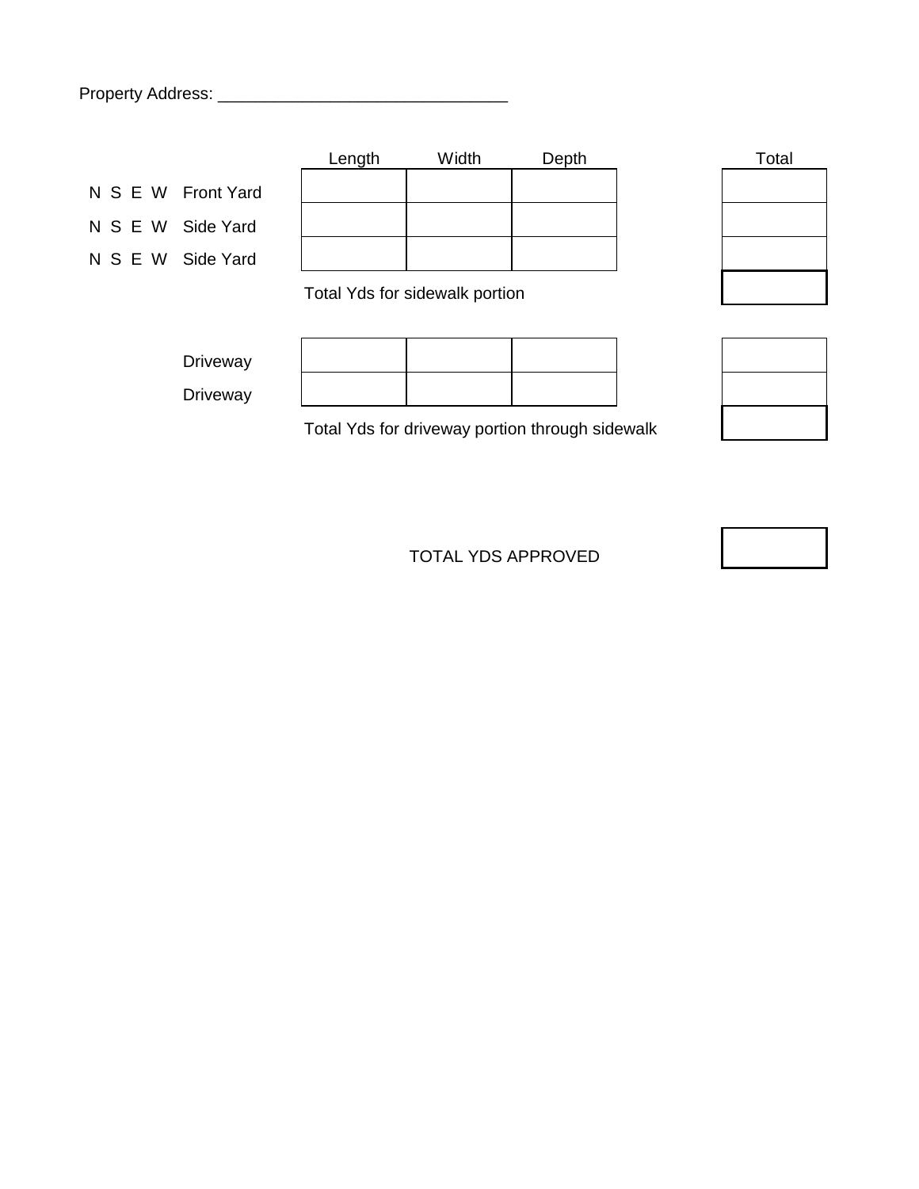Property Address: _______________________________

| | | Length | Width | Depth | Total |
|---|---|---|---|---|---|
| N S E W | Front Yard | | | | |
| N S E W | Side Yard | | | | |
| N S E W | Side Yard | | | | |
| | | Total Yds for sidewalk portion | | | |
| | Driveway | | | | |
| | Driveway | | | | |
| | | Total Yds for driveway portion through sidewalk | | | |

TOTAL YDS APPROVED